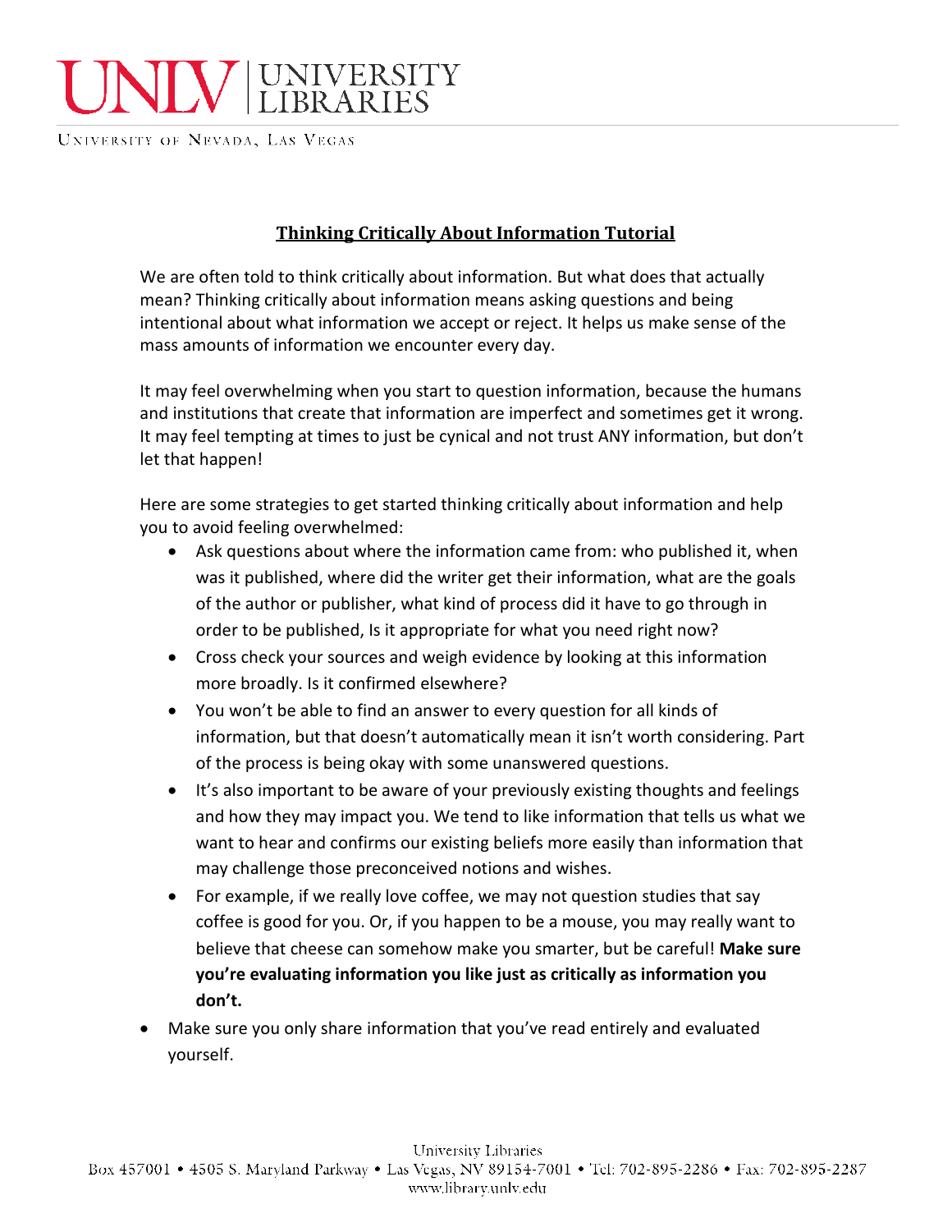# Thinking Critically About Information Tutorial

We are often told to think critically about information. But what does that actually mean? Thinking critically about information means asking questions and being intentional about what information we accept or reject. It helps us make sense of the mass amounts of information we encounter every day.

It may feel overwhelming when you start to question information, because the humans and institutions that create that information are imperfect and sometimes get it wrong. It may feel tempting at times to just be cynical and not trust ANY information, but don't let that happen!

Here are some strategies to get started thinking critically about information and help you to avoid feeling overwhelmed:

- Ask questions about where the information came from: who published it, when was it published, where did the writer get their information, what are the goals of the author or publisher, what kind of process did it have to go through in order to be published, Is it appropriate for what you need right now?
- Cross check your sources and weigh evidence by looking at this information more broadly. Is it confirmed elsewhere?
- You won't be able to find an answer to every question for all kinds of information, but that doesn't automatically mean it isn't worth considering. Part of the process is being okay with some unanswered questions.
- It's also important to be aware of your previously existing thoughts and feelings and how they may impact you. We tend to like information that tells us what we want to hear and confirms our existing beliefs more easily than information that may challenge those preconceived notions and wishes.
- For example, if we really love coffee, we may not question studies that say coffee is good for you. Or, if you happen to be a mouse, you may really want to believe that cheese can somehow make you smarter, but be careful! **Make sure you're evaluating information you like just as critically as information you don't.**
- Make sure you only share information that you've read entirely and evaluated yourself.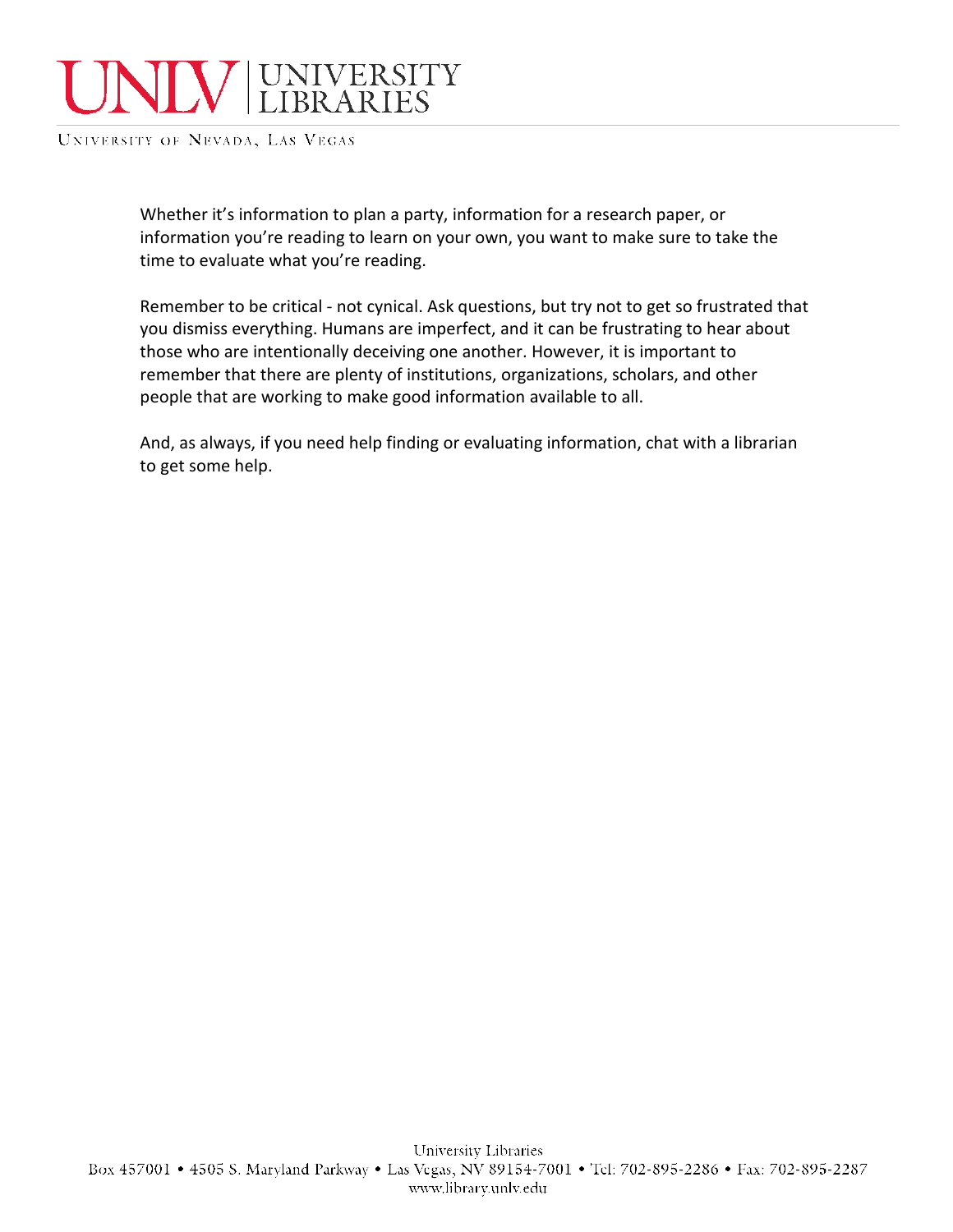Whether it's information to plan a party, information for a research paper, or information you're reading to learn on your own, you want to make sure to take the time to evaluate what you're reading.

Remember to be critical - not cynical. Ask questions, but try not to get so frustrated that you dismiss everything. Humans are imperfect, and it can be frustrating to hear about those who are intentionally deceiving one another. However, it is important to remember that there are plenty of institutions, organizations, scholars, and other people that are working to make good information available to all.

And, as always, if you need help finding or evaluating information, chat with a librarian to get some help.